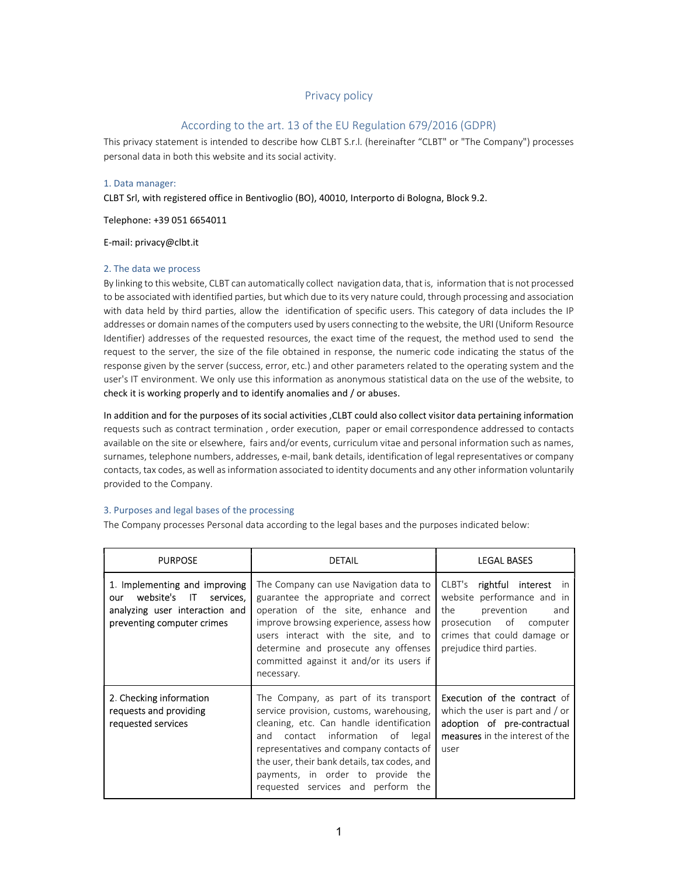# Privacy policy

## According to the art. 13 of the EU Regulation 679/2016 (GDPR)

This privacy statement is intended to describe how CLBT S.r.l. (hereinafter "CLBT" or "The Company") processes personal data in both this website and its social activity.

### 1. Data manager:

CLBT Srl, with registered office in Bentivoglio (BO), 40010, Interporto di Bologna, Block 9.2.

Telephone: +39 051 6654011

E-mail: privacy@clbt.it

### 2. The data we process

By linking to this website, CLBT can automatically collect navigation data, that is, information that is not processed to be associated with identified parties, but which due to its very nature could, through processing and association with data held by third parties, allow the identification of specific users. This category of data includes the IP addresses or domain names of the computers used by users connecting to the website, the URI (Uniform Resource Identifier) addresses of the requested resources, the exact time of the request, the method used to send the request to the server, the size of the file obtained in response, the numeric code indicating the status of the response given by the server (success, error, etc.) and other parameters related to the operating system and the user's IT environment. We only use this information as anonymous statistical data on the use of the website, to check it is working properly and to identify anomalies and / or abuses.

In addition and for the purposes of its social activities ,CLBT could also collect visitor data pertaining information requests such as contract termination , order execution, paper or email correspondence addressed to contacts available on the site or elsewhere, fairs and/or events, curriculum vitae and personal information such as names, surnames, telephone numbers, addresses, e-mail, bank details, identification of legal representatives or company contacts, tax codes, as well as information associated to identity documents and any other information voluntarily provided to the Company.

### 3. Purposes and legal bases of the processing

The Company processes Personal data according to the legal bases and the purposes indicated below:

| PURPOSE | DETAIL | LEGAL BASES |
| --- | --- | --- |
| 1. Implementing and improving our website's IT services, analyzing user interaction and preventing computer crimes | The Company can use Navigation data to guarantee the appropriate and correct operation of the site, enhance and improve browsing experience, assess how users interact with the site, and to determine and prosecute any offenses committed against it and/or its users if necessary. | CLBT's rightful interest in website performance and in the prevention and prosecution of computer crimes that could damage or prejudice third parties. |
| 2. Checking information requests and providing requested services | The Company, as part of its transport service provision, customs, warehousing, cleaning, etc. Can handle identification and contact information of legal representatives and company contacts of the user, their bank details, tax codes, and payments, in order to provide the requested services and perform the | Execution of the contract of which the user is part and / or adoption of pre-contractual measures in the interest of the user |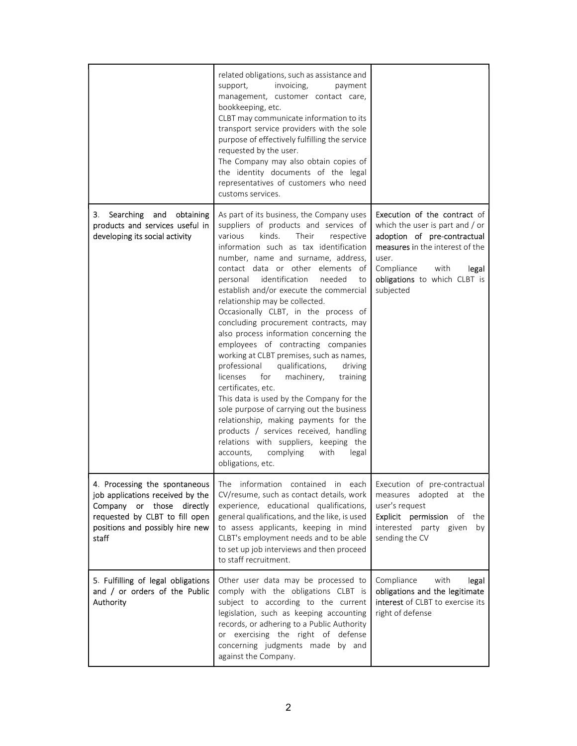|  |  |  |
| --- | --- | --- |
|  | related obligations, such as assistance and support, invoicing, payment management, customer contact care, bookkeeping, etc.<br>CLBT may communicate information to its transport service providers with the sole purpose of effectively fulfilling the service requested by the user.<br>The Company may also obtain copies of the identity documents of the legal representatives of customers who need customs services. |  |
| 3. Searching and obtaining products and services useful in developing its social activity | As part of its business, the Company uses suppliers of products and services of various kinds. Their respective information such as tax identification number, name and surname, address, contact data or other elements of personal identification needed to establish and/or execute the commercial relationship may be collected.<br>Occasionally CLBT, in the process of concluding procurement contracts, may also process information concerning the employees of contracting companies working at CLBT premises, such as names, professional qualifications, driving licenses for machinery, training certificates, etc.<br>This data is used by the Company for the sole purpose of carrying out the business relationship, making payments for the products / services received, handling relations with suppliers, keeping the accounts, complying with legal obligations, etc. | **Execution of the contract** of which the user is part and / or **adoption of pre-contractual measures** in the interest of the user.<br>Compliance with **legal obligations** to which CLBT is subjected |
| 4. Processing the spontaneous job applications received by the Company or those directly requested by CLBT to fill open positions and possibly hire new staff | The information contained in each CV/resume, such as contact details, work experience, educational qualifications, general qualifications, and the like, is used to assess applicants, keeping in mind CLBT's employment needs and to be able to set up job interviews and then proceed to staff recruitment. | Execution of pre-contractual measures adopted at the user's request<br>**Explicit permission** of the interested party given by sending the CV |
| 5. Fulfilling of legal obligations and / or orders of the Public Authority | Other user data may be processed to comply with the obligations CLBT is subject to according to the current legislation, such as keeping accounting records, or adhering to a Public Authority or exercising the right of defense concerning judgments made by and against the Company. | Compliance with **legal obligations and the legitimate interest** of CLBT to exercise its right of defense |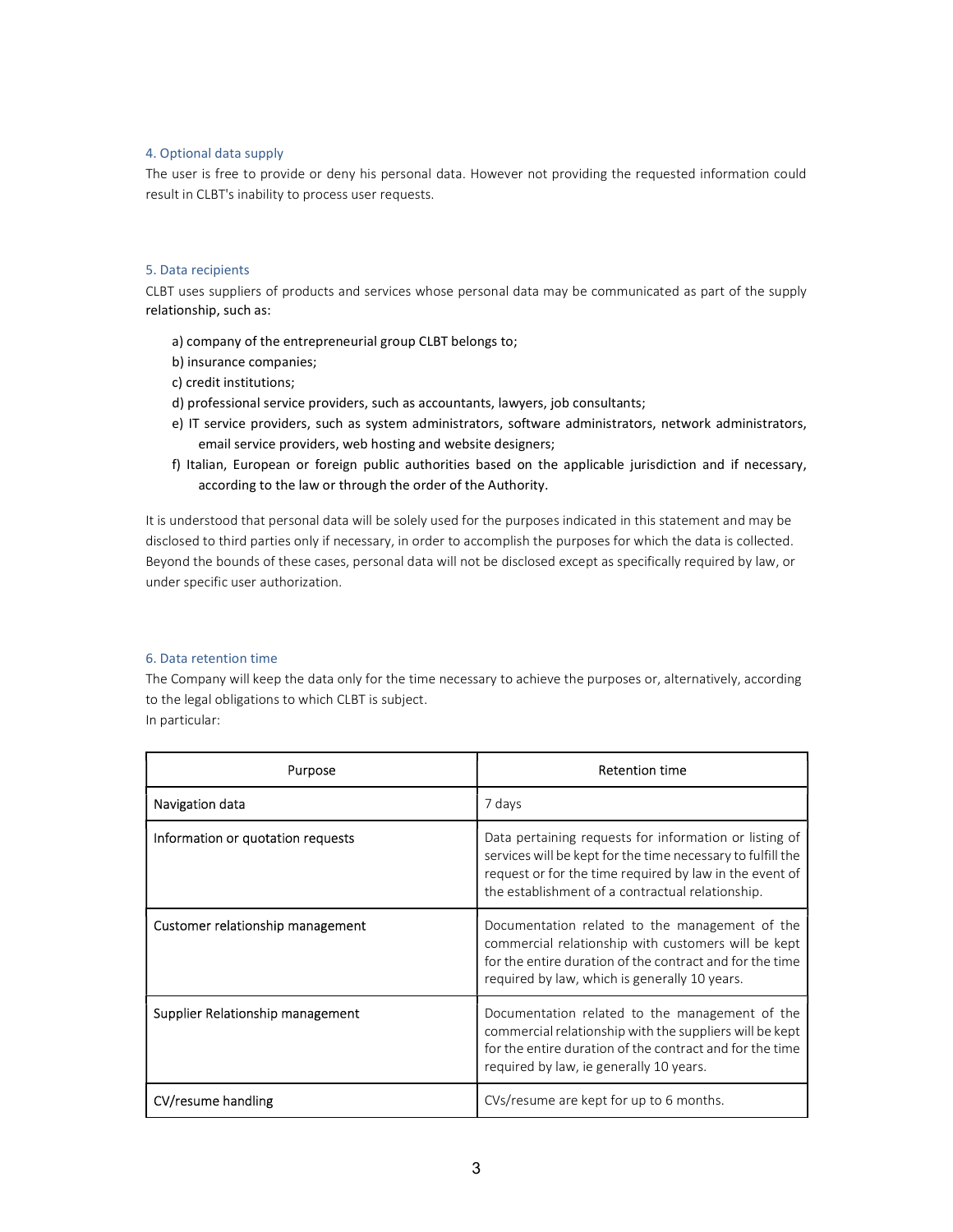### 4. Optional data supply

The user is free to provide or deny his personal data. However not providing the requested information could result in CLBT's inability to process user requests.

### 5. Data recipients

CLBT uses suppliers of products and services whose personal data may be communicated as part of the supply relationship, such as:

a) company of the entrepreneurial group CLBT belongs to;
b) insurance companies;
c) credit institutions;
d) professional service providers, such as accountants, lawyers, job consultants;
e) IT service providers, such as system administrators, software administrators, network administrators, email service providers, web hosting and website designers;
f) Italian, European or foreign public authorities based on the applicable jurisdiction and if necessary, according to the law or through the order of the Authority.

It is understood that personal data will be solely used for the purposes indicated in this statement and may be disclosed to third parties only if necessary, in order to accomplish the purposes for which the data is collected. Beyond the bounds of these cases, personal data will not be disclosed except as specifically required by law, or under specific user authorization.

### 6. Data retention time

The Company will keep the data only for the time necessary to achieve the purposes or, alternatively, according to the legal obligations to which CLBT is subject.
In particular:

| Purpose | Retention time |
|---|---|
| Navigation data | 7 days |
| Information or quotation requests | Data pertaining requests for information or listing of services will be kept for the time necessary to fulfill the request or for the time required by law in the event of the establishment of a contractual relationship. |
| Customer relationship management | Documentation related to the management of the commercial relationship with customers will be kept for the entire duration of the contract and for the time required by law, which is generally 10 years. |
| Supplier Relationship management | Documentation related to the management of the commercial relationship with the suppliers will be kept for the entire duration of the contract and for the time required by law, ie generally 10 years. |
| CV/resume handling | CVs/resume are kept for up to 6 months. |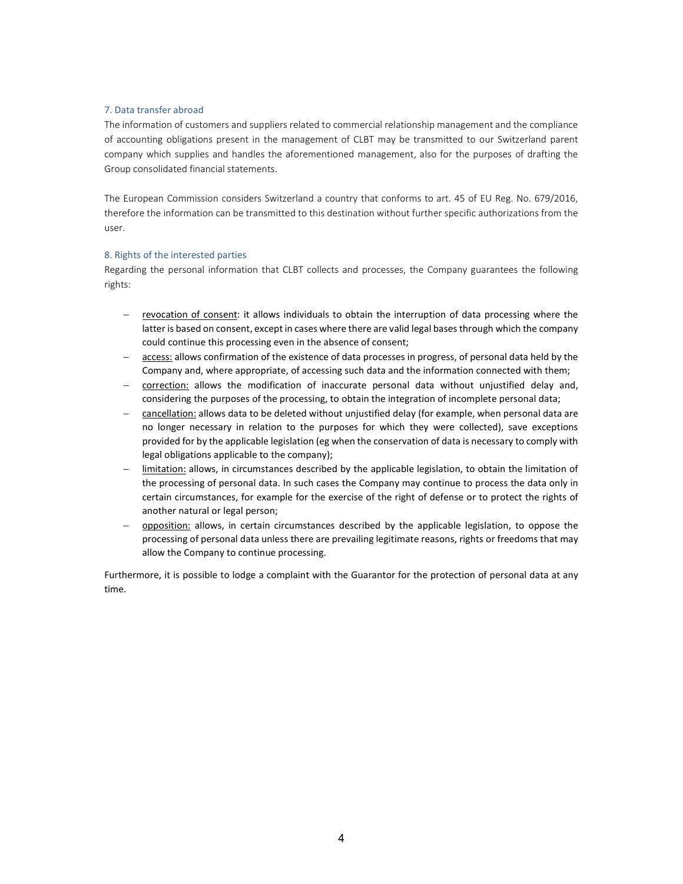## 7. Data transfer abroad

The information of customers and suppliers related to commercial relationship management and the compliance of accounting obligations present in the management of CLBT may be transmitted to our Switzerland parent company which supplies and handles the aforementioned management, also for the purposes of drafting the Group consolidated financial statements.

The European Commission considers Switzerland a country that conforms to art. 45 of EU Reg. No. 679/2016, therefore the information can be transmitted to this destination without further specific authorizations from the user.

## 8. Rights of the interested parties

Regarding the personal information that CLBT collects and processes, the Company guarantees the following rights:

- revocation of consent: it allows individuals to obtain the interruption of data processing where the latter is based on consent, except in cases where there are valid legal bases through which the company could continue this processing even in the absence of consent;
- access: allows confirmation of the existence of data processes in progress, of personal data held by the Company and, where appropriate, of accessing such data and the information connected with them;
- correction: allows the modification of inaccurate personal data without unjustified delay and, considering the purposes of the processing, to obtain the integration of incomplete personal data;
- cancellation: allows data to be deleted without unjustified delay (for example, when personal data are no longer necessary in relation to the purposes for which they were collected), save exceptions provided for by the applicable legislation (eg when the conservation of data is necessary to comply with legal obligations applicable to the company);
- limitation: allows, in circumstances described by the applicable legislation, to obtain the limitation of the processing of personal data. In such cases the Company may continue to process the data only in certain circumstances, for example for the exercise of the right of defense or to protect the rights of another natural or legal person;
- opposition: allows, in certain circumstances described by the applicable legislation, to oppose the processing of personal data unless there are prevailing legitimate reasons, rights or freedoms that may allow the Company to continue processing.

Furthermore, it is possible to lodge a complaint with the Guarantor for the protection of personal data at any time.